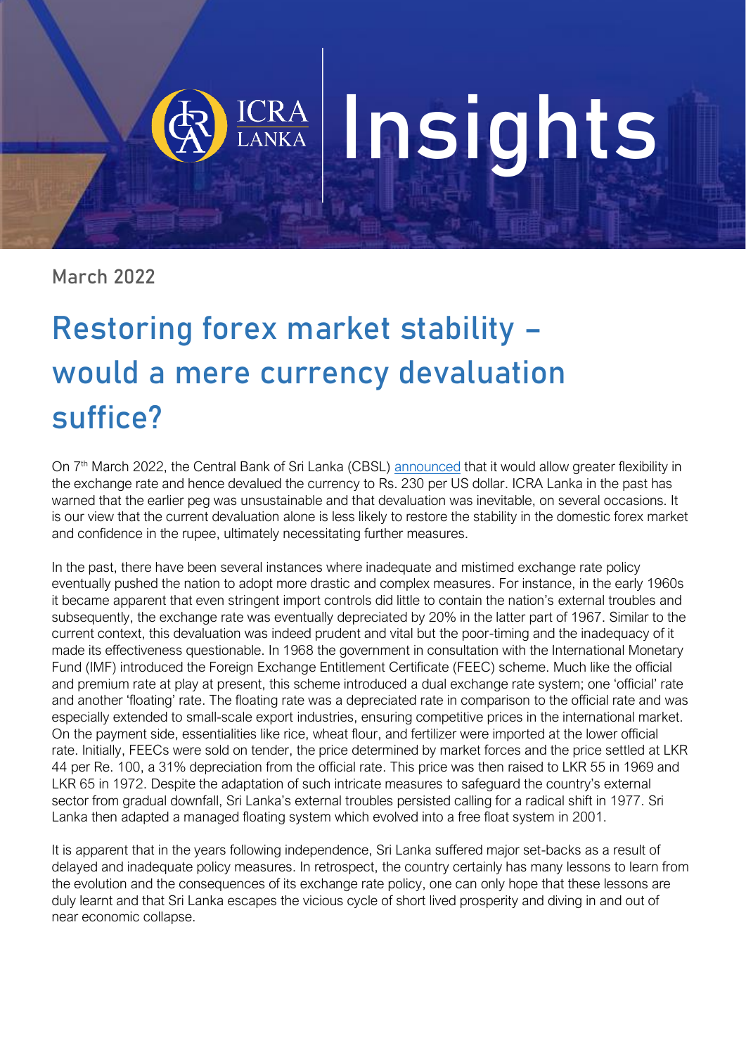ICRA LANKA | Insights

March 2022

# Restoring forex market stability – would a mere currency devaluation suffice?

On 7th March 2022, the Central Bank of Sri Lanka (CBSL) announced that it would allow greater flexibility in the exchange rate and hence devalued the currency to Rs. 230 per US dollar. ICRA Lanka in the past has warned that the earlier peg was unsustainable and that devaluation was inevitable, on several occasions. It is our view that the current devaluation alone is less likely to restore the stability in the domestic forex market and confidence in the rupee, ultimately necessitating further measures.

In the past, there have been several instances where inadequate and mistimed exchange rate policy eventually pushed the nation to adopt more drastic and complex measures. For instance, in the early 1960s it became apparent that even stringent import controls did little to contain the nation's external troubles and subsequently, the exchange rate was eventually depreciated by 20% in the latter part of 1967. Similar to the current context, this devaluation was indeed prudent and vital but the poor-timing and the inadequacy of it made its effectiveness questionable. In 1968 the government in consultation with the International Monetary Fund (IMF) introduced the Foreign Exchange Entitlement Certificate (FEEC) scheme. Much like the official and premium rate at play at present, this scheme introduced a dual exchange rate system; one 'official' rate and another 'floating' rate. The floating rate was a depreciated rate in comparison to the official rate and was especially extended to small-scale export industries, ensuring competitive prices in the international market. On the payment side, essentialities like rice, wheat flour, and fertilizer were imported at the lower official rate. Initially, FEECs were sold on tender, the price determined by market forces and the price settled at LKR 44 per Re. 100, a 31% depreciation from the official rate. This price was then raised to LKR 55 in 1969 and LKR 65 in 1972. Despite the adaptation of such intricate measures to safeguard the country's external sector from gradual downfall, Sri Lanka's external troubles persisted calling for a radical shift in 1977. Sri Lanka then adapted a managed floating system which evolved into a free float system in 2001.

It is apparent that in the years following independence, Sri Lanka suffered major set-backs as a result of delayed and inadequate policy measures. In retrospect, the country certainly has many lessons to learn from the evolution and the consequences of its exchange rate policy, one can only hope that these lessons are duly learnt and that Sri Lanka escapes the vicious cycle of short lived prosperity and diving in and out of near economic collapse.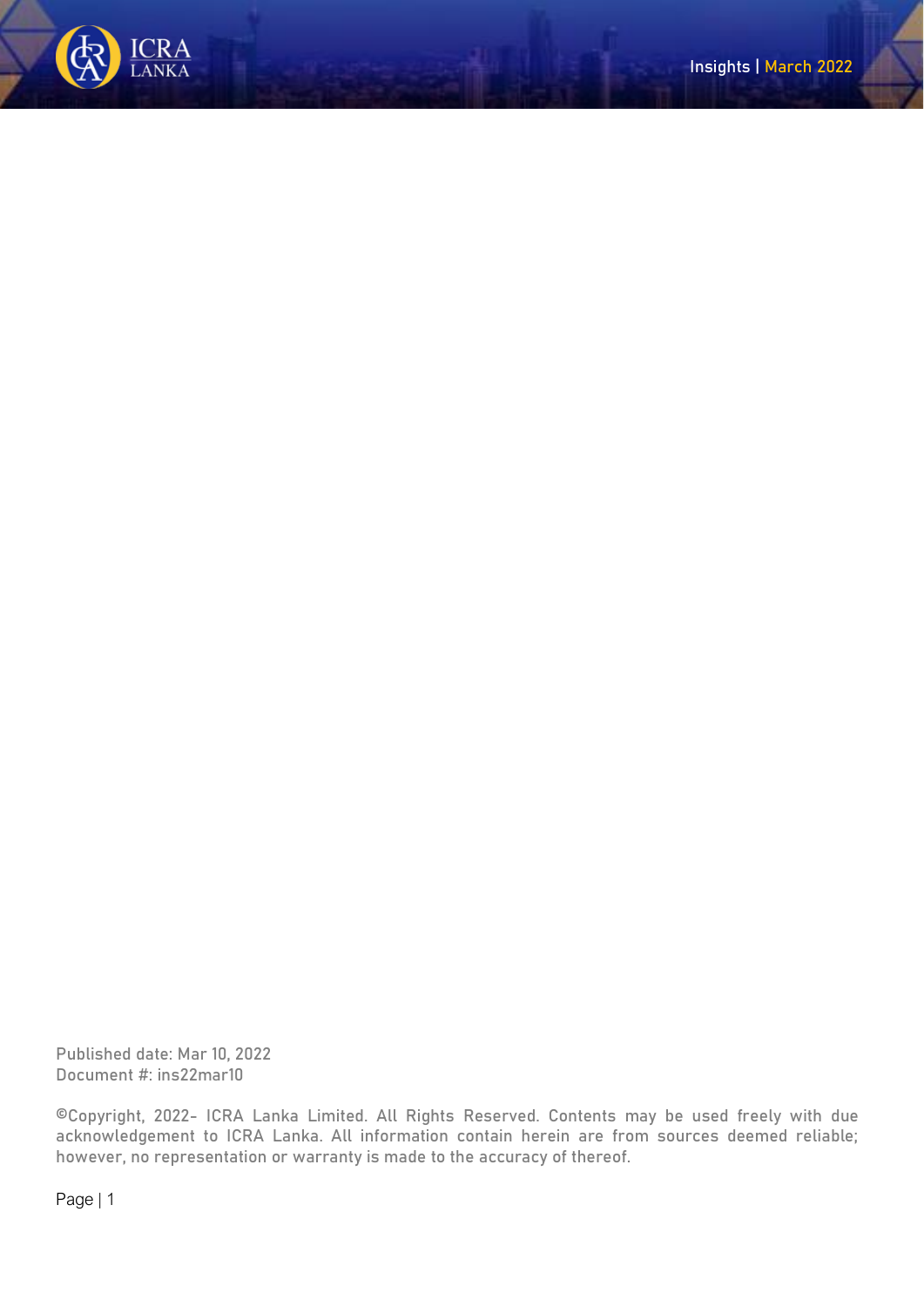Published date: Mar 10, 2022
Document #: ins22mar10

©Copyright, 2022- ICRA Lanka Limited. All Rights Reserved. Contents may be used freely with due acknowledgement to ICRA Lanka. All information contain herein are from sources deemed reliable; however, no representation or warranty is made to the accuracy of thereof.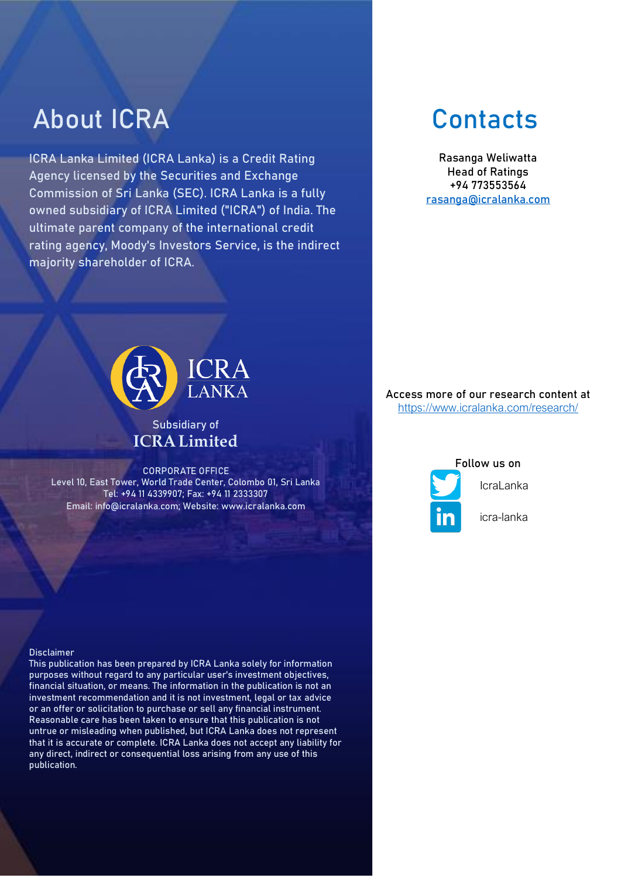# About ICRA

ICRA Lanka Limited (ICRA Lanka) is a Credit Rating Agency licensed by the Securities and Exchange Commission of Sri Lanka (SEC). ICRA Lanka is a fully owned subsidiary of ICRA Limited ("ICRA") of India. The ultimate parent company of the international credit rating agency, Moody's Investors Service, is the indirect majority shareholder of ICRA.

ICRA LANKA

Subsidiary of
**ICRA Limited**

CORPORATE OFFICE
Level 10, East Tower, World Trade Center, Colombo 01, Sri Lanka
Tel: +94 11 4339907; Fax: +94 11 2333307
Email: info@icralanka.com; Website: www.icralanka.com

Disclaimer

This publication has been prepared by ICRA Lanka solely for information purposes without regard to any particular user's investment objectives, financial situation, or means. The information in the publication is not an investment recommendation and it is not investment, legal or tax advice or an offer or solicitation to purchase or sell any financial instrument. Reasonable care has been taken to ensure that this publication is not untrue or misleading when published, but ICRA Lanka does not represent that it is accurate or complete. ICRA Lanka does not accept any liability for any direct, indirect or consequential loss arising from any use of this publication.

# Contacts

Rasanga Weliwatta
Head of Ratings
+94 773553564
rasanga@icralanka.com

Access more of our research content at
https://www.icralanka.com/research/

Follow us on

IcraLanka

icra-lanka